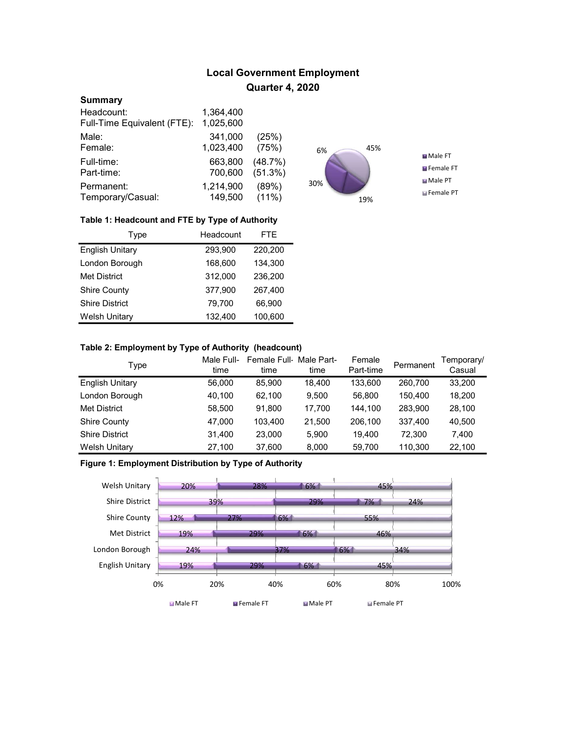# Local Government Employment

## Quarter 4, 2020

### Summary

| | | |
|---|---|---|
| Headcount: | 1,364,400 | |
| Full-Time Equivalent (FTE): | 1,025,600 | |
| Male: | 341,000 | (25%) |
| Female: | 1,023,400 | (75%) |
| Full-time: | 663,800 | (48.7%) |
| Part-time: | 700,600 | (51.3%) |
| Permanent: | 1,214,900 | (89%) |
| Temporary/Casual: | 149,500 | (11%) |

**Table 1: Headcount and FTE by Type of Authority**

| Type | Headcount | FTE |
|---|---|---|
| English Unitary | 293,900 | 220,200 |
| London Borough | 168,600 | 134,300 |
| Met District | 312,000 | 236,200 |
| Shire County | 377,900 | 267,400 |
| Shire District | 79,700 | 66,900 |
| Welsh Unitary | 132,400 | 100,600 |

**Table 2: Employment by Type of Authority (headcount)**

| Type | Male Full-time | Female Full-time | Male Part-time | Female Part-time | Permanent | Temporary/ Casual |
|---|---|---|---|---|---|---|
| English Unitary | 56,000 | 85,900 | 18,400 | 133,600 | 260,700 | 33,200 |
| London Borough | 40,100 | 62,100 | 9,500 | 56,800 | 150,400 | 18,200 |
| Met District | 58,500 | 91,800 | 17,700 | 144,100 | 283,900 | 28,100 |
| Shire County | 47,000 | 103,400 | 21,500 | 206,100 | 337,400 | 40,500 |
| Shire District | 31,400 | 23,000 | 5,900 | 19,400 | 72,300 | 7,400 |
| Welsh Unitary | 27,100 | 37,600 | 8,000 | 59,700 | 110,300 | 22,100 |

**Figure 1: Employment Distribution by Type of Authority**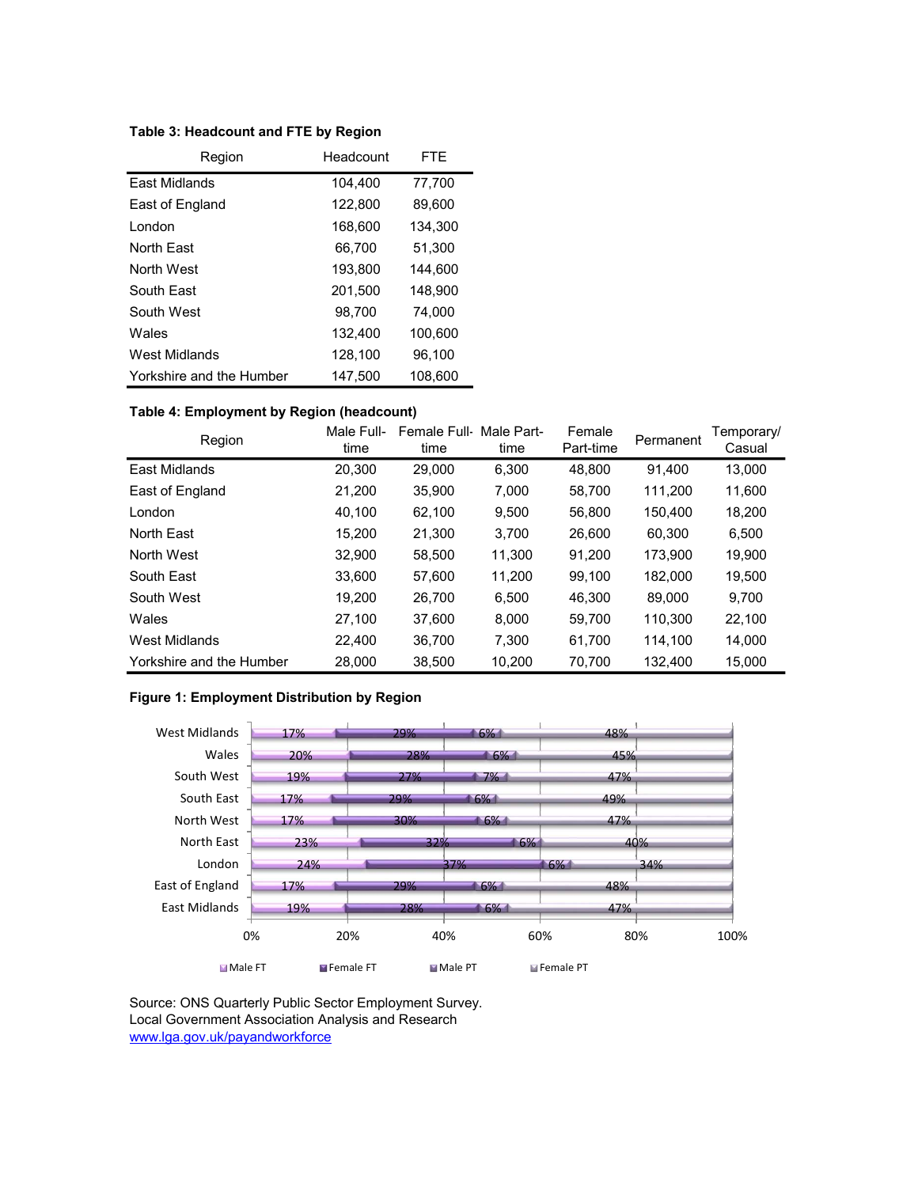**Table 3: Headcount and FTE by Region**

| Region | Headcount | FTE |
|---|---|---|
| East Midlands | 104,400 | 77,700 |
| East of England | 122,800 | 89,600 |
| London | 168,600 | 134,300 |
| North East | 66,700 | 51,300 |
| North West | 193,800 | 144,600 |
| South East | 201,500 | 148,900 |
| South West | 98,700 | 74,000 |
| Wales | 132,400 | 100,600 |
| West Midlands | 128,100 | 96,100 |
| Yorkshire and the Humber | 147,500 | 108,600 |

**Table 4: Employment by Region (headcount)**

| Region | Male Full-time | Female Full-time | Male Part-time | Female Part-time | Permanent | Temporary/ Casual |
|---|---|---|---|---|---|---|
| East Midlands | 20,300 | 29,000 | 6,300 | 48,800 | 91,400 | 13,000 |
| East of England | 21,200 | 35,900 | 7,000 | 58,700 | 111,200 | 11,600 |
| London | 40,100 | 62,100 | 9,500 | 56,800 | 150,400 | 18,200 |
| North East | 15,200 | 21,300 | 3,700 | 26,600 | 60,300 | 6,500 |
| North West | 32,900 | 58,500 | 11,300 | 91,200 | 173,900 | 19,900 |
| South East | 33,600 | 57,600 | 11,200 | 99,100 | 182,000 | 19,500 |
| South West | 19,200 | 26,700 | 6,500 | 46,300 | 89,000 | 9,700 |
| Wales | 27,100 | 37,600 | 8,000 | 59,700 | 110,300 | 22,100 |
| West Midlands | 22,400 | 36,700 | 7,300 | 61,700 | 114,100 | 14,000 |
| Yorkshire and the Humber | 28,000 | 38,500 | 10,200 | 70,700 | 132,400 | 15,000 |

**Figure 1: Employment Distribution by Region**

West Midlands 17% 29% 6% 48%
Wales 20% 28% 6% 45%
South West 19% 27% 7% 47%
South East 17% 29% 6% 49%
North West 17% 30% 6% 47%
North East 23% 32% 6% 40%
London 24% 37% 6% 34%
East of England 17% 29% 6% 48%
East Midlands 19% 28% 6% 47%

0% 20% 40% 60% 80% 100%

Male FT, Female FT, Male PT, Female PT

Source: ONS Quarterly Public Sector Employment Survey.
Local Government Association Analysis and Research
www.lga.gov.uk/payandworkforce